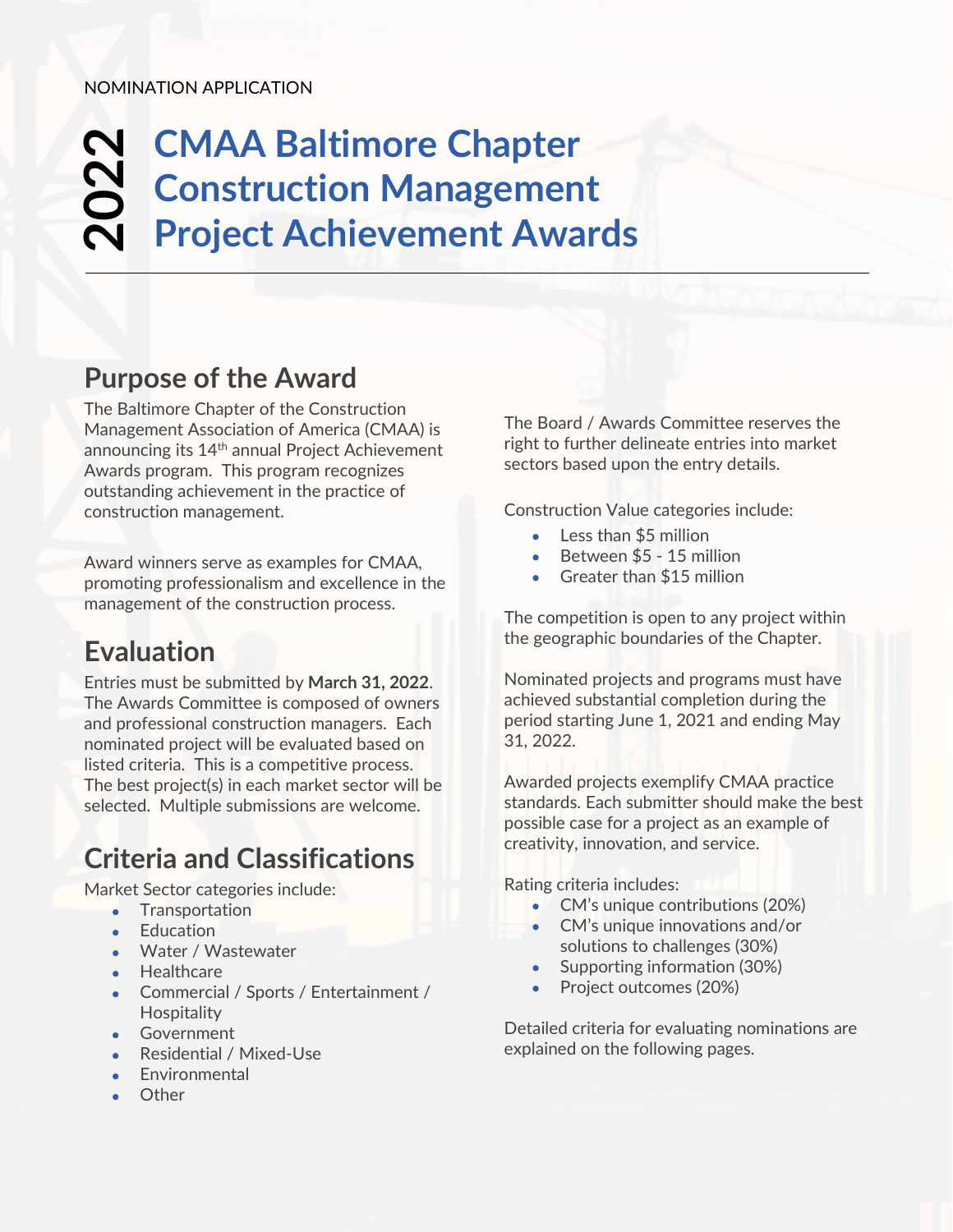NOMINATION APPLICATION

# 2022 CMAA Baltimore Chapter Construction Management Project Achievement Awards

## Purpose of the Award

The Baltimore Chapter of the Construction Management Association of America (CMAA) is announcing its 14th annual Project Achievement Awards program. This program recognizes outstanding achievement in the practice of construction management.

Award winners serve as examples for CMAA, promoting professionalism and excellence in the management of the construction process.

## Evaluation

Entries must be submitted by **March 31, 2022**. The Awards Committee is composed of owners and professional construction managers. Each nominated project will be evaluated based on listed criteria. This is a competitive process. The best project(s) in each market sector will be selected. Multiple submissions are welcome.

## Criteria and Classifications

Market Sector categories include:

- Transportation
- Education
- Water / Wastewater
- Healthcare
- Commercial / Sports / Entertainment / Hospitality
- Government
- Residential / Mixed-Use
- Environmental
- Other

The Board / Awards Committee reserves the right to further delineate entries into market sectors based upon the entry details.

Construction Value categories include:

- Less than $5 million
- Between $5 - 15 million
- Greater than $15 million

The competition is open to any project within the geographic boundaries of the Chapter.

Nominated projects and programs must have achieved substantial completion during the period starting June 1, 2021 and ending May 31, 2022.

Awarded projects exemplify CMAA practice standards. Each submitter should make the best possible case for a project as an example of creativity, innovation, and service.

Rating criteria includes:

- CM's unique contributions (20%)
- CM's unique innovations and/or solutions to challenges (30%)
- Supporting information (30%)
- Project outcomes (20%)

Detailed criteria for evaluating nominations are explained on the following pages.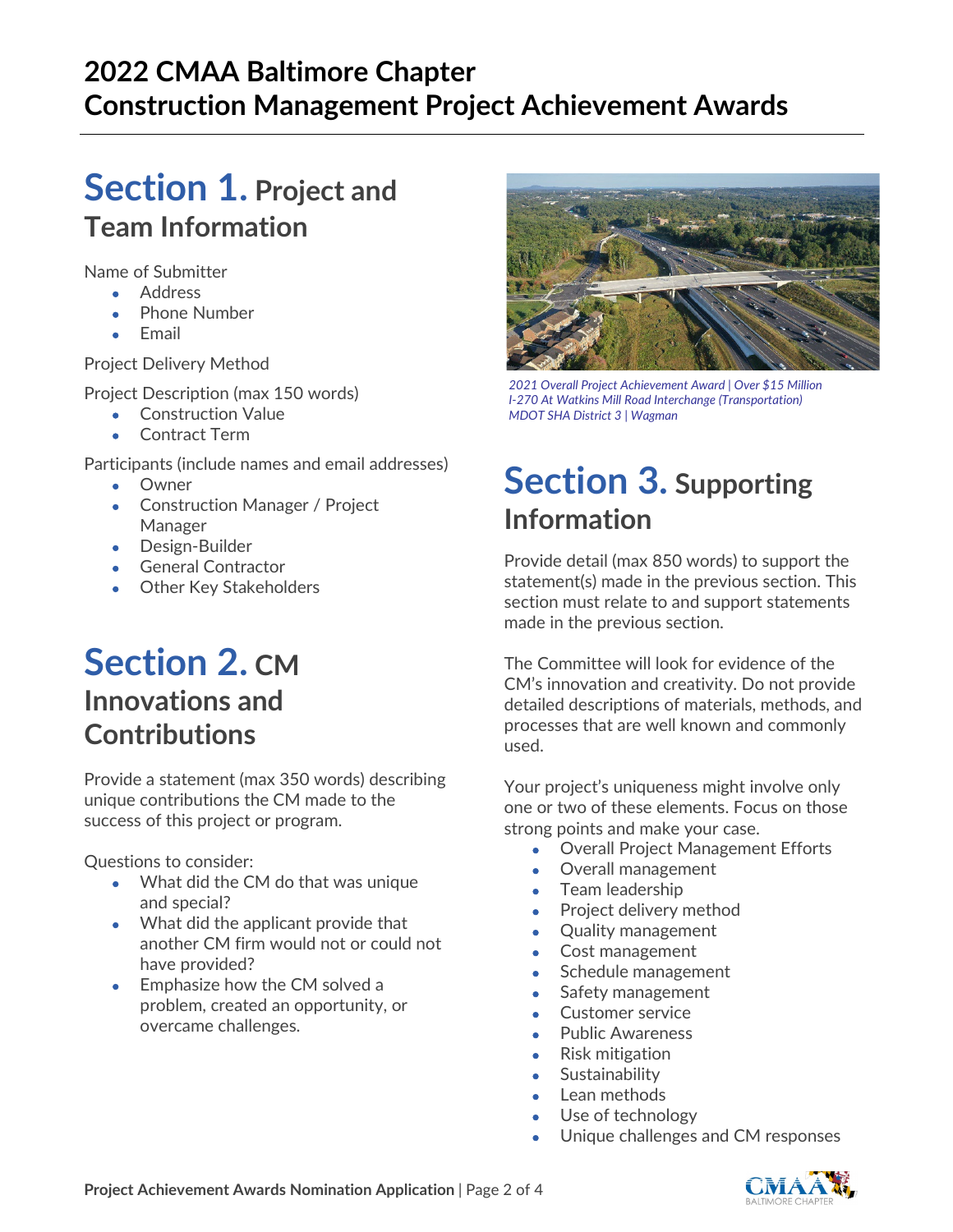# 2022 CMAA Baltimore Chapter
# Construction Management Project Achievement Awards

## Section 1. Project and Team Information

Name of Submitter

- Address
- Phone Number
- Email

Project Delivery Method

Project Description (max 150 words)

- Construction Value
- Contract Term

Participants (include names and email addresses)

- Owner
- Construction Manager / Project Manager
- Design-Builder
- General Contractor
- Other Key Stakeholders

## Section 2. CM Innovations and Contributions

Provide a statement (max 350 words) describing unique contributions the CM made to the success of this project or program.

Questions to consider:

- What did the CM do that was unique and special?
- What did the applicant provide that another CM firm would not or could not have provided?
- Emphasize how the CM solved a problem, created an opportunity, or overcame challenges.

*2021 Overall Project Achievement Award | Over $15 Million*
*I-270 At Watkins Mill Road Interchange (Transportation)*
*MDOT SHA District 3 | Wagman*

## Section 3. Supporting Information

Provide detail (max 850 words) to support the statement(s) made in the previous section. This section must relate to and support statements made in the previous section.

The Committee will look for evidence of the CM's innovation and creativity. Do not provide detailed descriptions of materials, methods, and processes that are well known and commonly used.

Your project's uniqueness might involve only one or two of these elements. Focus on those strong points and make your case.

- Overall Project Management Efforts
- Overall management
- Team leadership
- Project delivery method
- Quality management
- Cost management
- Schedule management
- Safety management
- Customer service
- Public Awareness
- Risk mitigation
- Sustainability
- Lean methods
- Use of technology
- Unique challenges and CM responses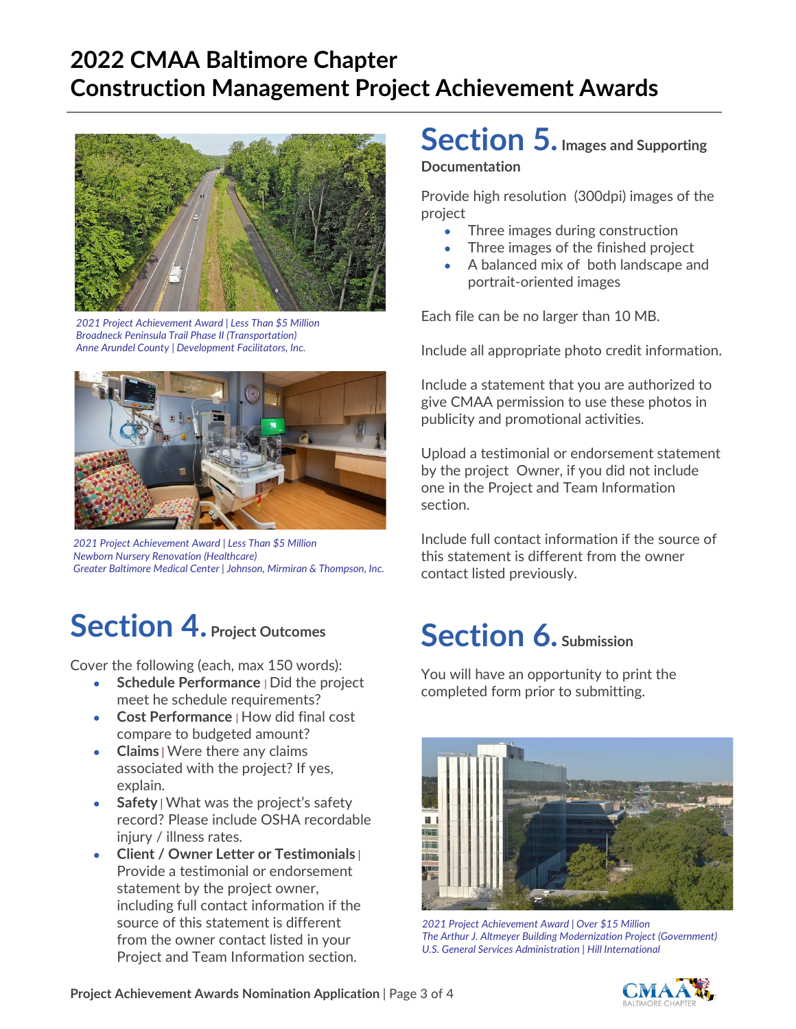# 2022 CMAA Baltimore Chapter
# Construction Management Project Achievement Awards

*2021 Project Achievement Award | Less Than $5 Million*
*Broadneck Peninsula Trail Phase II (Transportation)*
*Anne Arundel County | Development Facilitators, Inc.*

*2021 Project Achievement Award | Less Than $5 Million*
*Newborn Nursery Renovation (Healthcare)*
*Greater Baltimore Medical Center | Johnson, Mirmiran & Thompson, Inc.*

## Section 4. Project Outcomes

Cover the following (each, max 150 words):

- **Schedule Performance** | Did the project meet he schedule requirements?
- **Cost Performance** | How did final cost compare to budgeted amount?
- **Claims** | Were there any claims associated with the project? If yes, explain.
- **Safety** | What was the project's safety record? Please include OSHA recordable injury / illness rates.
- **Client / Owner Letter or Testimonials** | Provide a testimonial or endorsement statement by the project owner, including full contact information if the source of this statement is different from the owner contact listed in your Project and Team Information section.

## Section 5. Images and Supporting Documentation

Provide high resolution (300dpi) images of the project

- Three images during construction
- Three images of the finished project
- A balanced mix of both landscape and portrait-oriented images

Each file can be no larger than 10 MB.

Include all appropriate photo credit information.

Include a statement that you are authorized to give CMAA permission to use these photos in publicity and promotional activities.

Upload a testimonial or endorsement statement by the project Owner, if you did not include one in the Project and Team Information section.

Include full contact information if the source of this statement is different from the owner contact listed previously.

## Section 6. Submission

You will have an opportunity to print the completed form prior to submitting.

*2021 Project Achievement Award | Over $15 Million*
*The Arthur J. Altmeyer Building Modernization Project (Government)*
*U.S. General Services Administration | Hill International*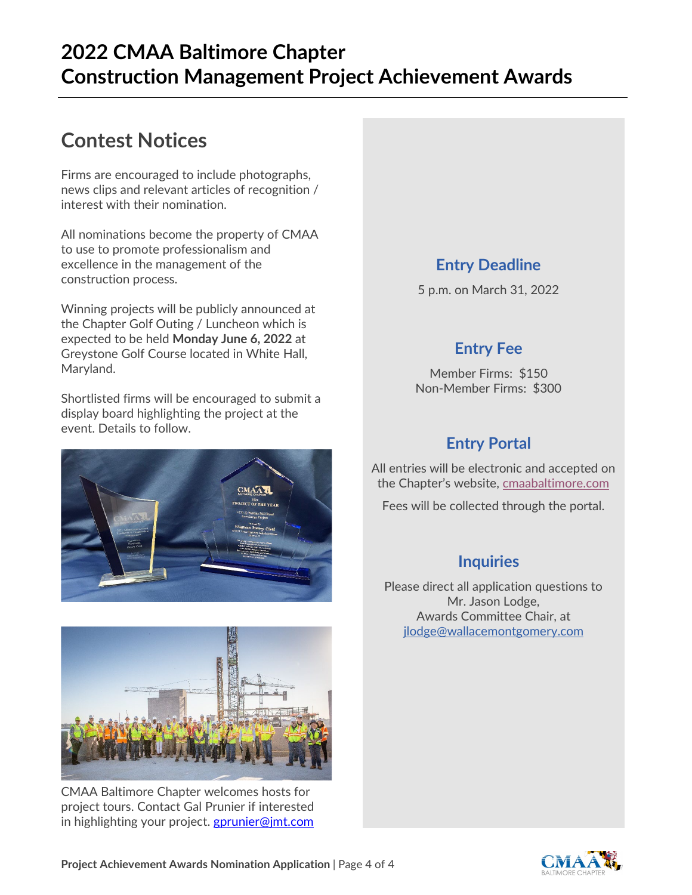# 2022 CMAA Baltimore Chapter
# Construction Management Project Achievement Awards

## Contest Notices

Firms are encouraged to include photographs, news clips and relevant articles of recognition / interest with their nomination.

All nominations become the property of CMAA to use to promote professionalism and excellence in the management of the construction process.

Winning projects will be publicly announced at the Chapter Golf Outing / Luncheon which is expected to be held **Monday June 6, 2022** at Greystone Golf Course located in White Hall, Maryland.

Shortlisted firms will be encouraged to submit a display board highlighting the project at the event. Details to follow.

CMAA Baltimore Chapter welcomes hosts for project tours. Contact Gal Prunier if interested in highlighting your project. gprunier@jmt.com

### Entry Deadline

5 p.m. on March 31, 2022

### Entry Fee

Member Firms: $150
Non-Member Firms: $300

### Entry Portal

All entries will be electronic and accepted on the Chapter's website, cmaabaltimore.com

Fees will be collected through the portal.

### Inquiries

Please direct all application questions to
Mr. Jason Lodge,
Awards Committee Chair, at
jlodge@wallacemontgomery.com